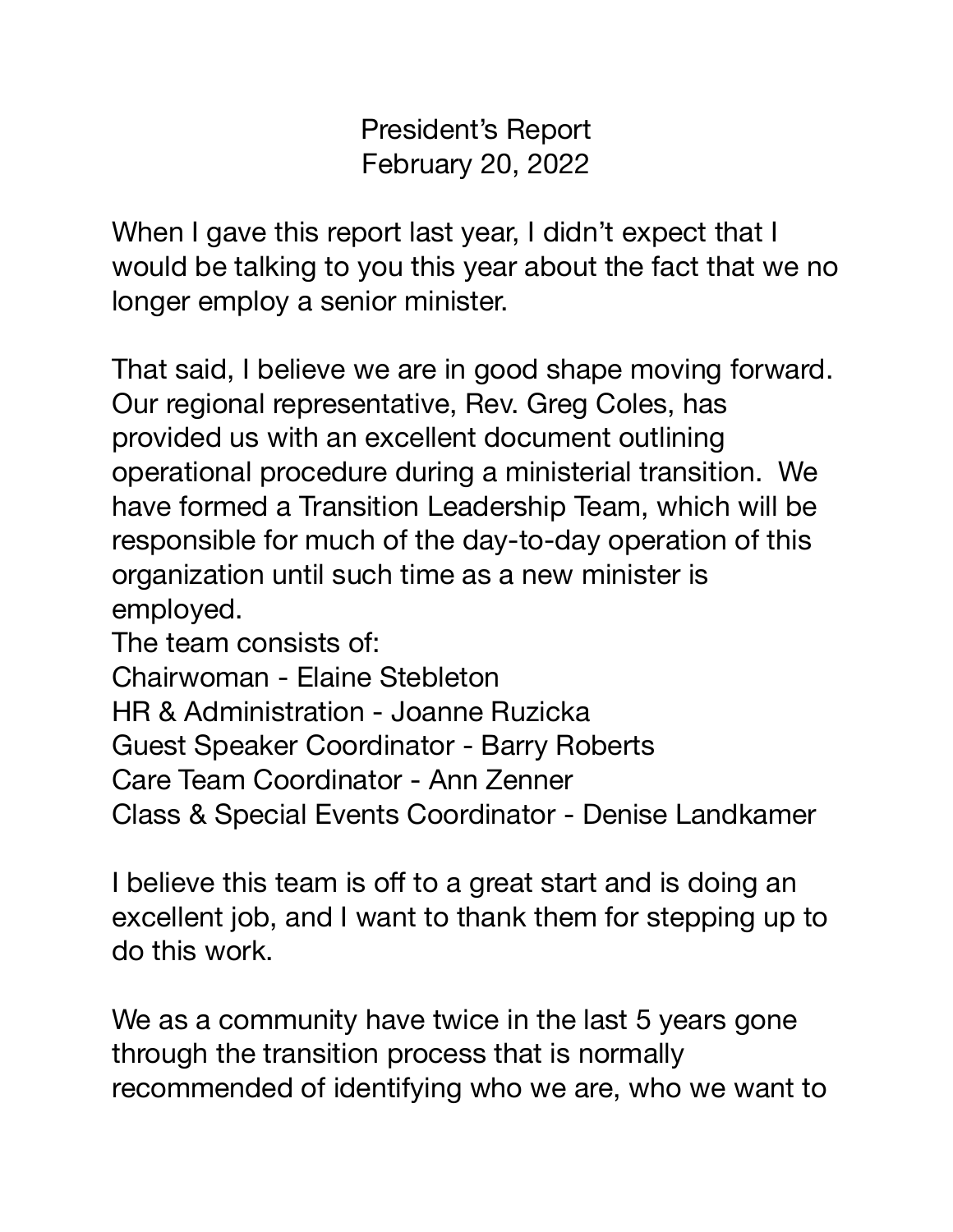# President's Report
## February 20, 2022

When I gave this report last year, I didn't expect that I would be talking to you this year about the fact that we no longer employ a senior minister.

That said, I believe we are in good shape moving forward. Our regional representative, Rev. Greg Coles, has provided us with an excellent document outlining operational procedure during a ministerial transition. We have formed a Transition Leadership Team, which will be responsible for much of the day-to-day operation of this organization until such time as a new minister is employed.

The team consists of:
Chairwoman - Elaine Stebleton
HR & Administration - Joanne Ruzicka
Guest Speaker Coordinator - Barry Roberts
Care Team Coordinator - Ann Zenner
Class & Special Events Coordinator - Denise Landkamer

I believe this team is off to a great start and is doing an excellent job, and I want to thank them for stepping up to do this work.

We as a community have twice in the last 5 years gone through the transition process that is normally recommended of identifying who we are, who we want to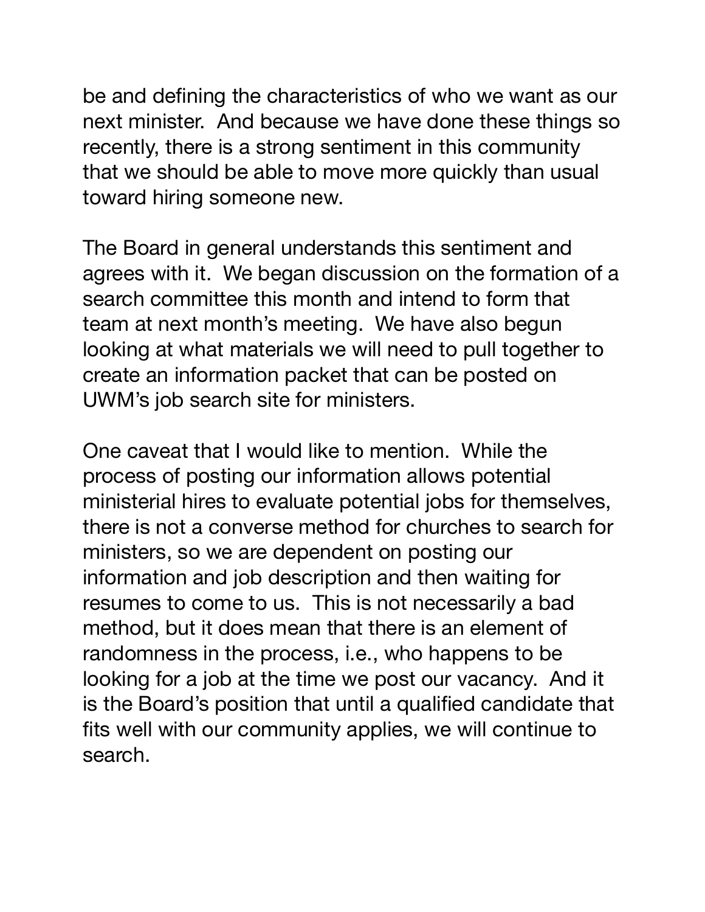be and defining the characteristics of who we want as our next minister. And because we have done these things so recently, there is a strong sentiment in this community that we should be able to move more quickly than usual toward hiring someone new.

The Board in general understands this sentiment and agrees with it. We began discussion on the formation of a search committee this month and intend to form that team at next month's meeting. We have also begun looking at what materials we will need to pull together to create an information packet that can be posted on UWM's job search site for ministers.

One caveat that I would like to mention. While the process of posting our information allows potential ministerial hires to evaluate potential jobs for themselves, there is not a converse method for churches to search for ministers, so we are dependent on posting our information and job description and then waiting for resumes to come to us. This is not necessarily a bad method, but it does mean that there is an element of randomness in the process, i.e., who happens to be looking for a job at the time we post our vacancy. And it is the Board's position that until a qualified candidate that fits well with our community applies, we will continue to search.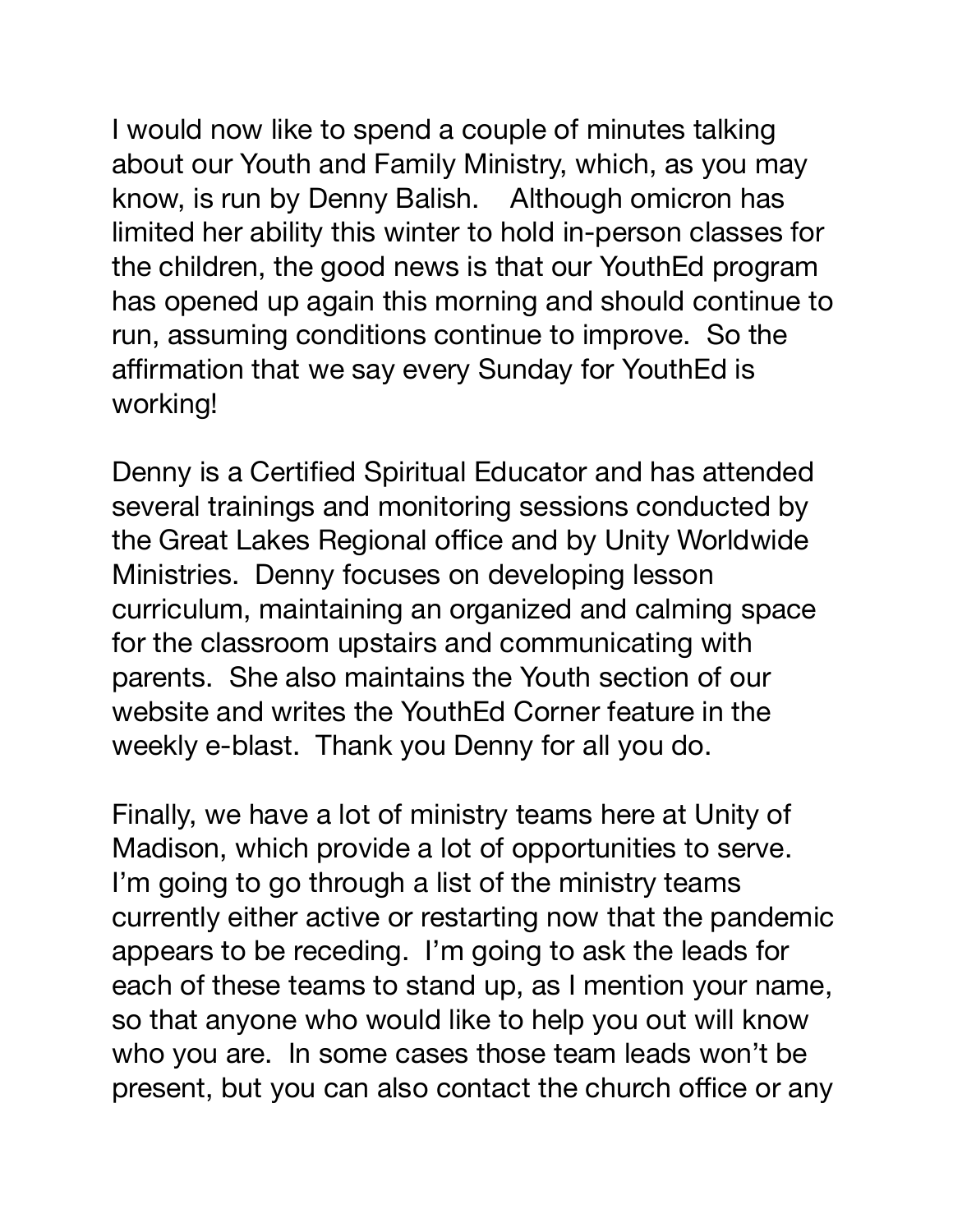I would now like to spend a couple of minutes talking about our Youth and Family Ministry, which, as you may know, is run by Denny Balish. Although omicron has limited her ability this winter to hold in-person classes for the children, the good news is that our YouthEd program has opened up again this morning and should continue to run, assuming conditions continue to improve. So the affirmation that we say every Sunday for YouthEd is working!

Denny is a Certified Spiritual Educator and has attended several trainings and monitoring sessions conducted by the Great Lakes Regional office and by Unity Worldwide Ministries. Denny focuses on developing lesson curriculum, maintaining an organized and calming space for the classroom upstairs and communicating with parents. She also maintains the Youth section of our website and writes the YouthEd Corner feature in the weekly e-blast. Thank you Denny for all you do.

Finally, we have a lot of ministry teams here at Unity of Madison, which provide a lot of opportunities to serve. I'm going to go through a list of the ministry teams currently either active or restarting now that the pandemic appears to be receding. I'm going to ask the leads for each of these teams to stand up, as I mention your name, so that anyone who would like to help you out will know who you are. In some cases those team leads won't be present, but you can also contact the church office or any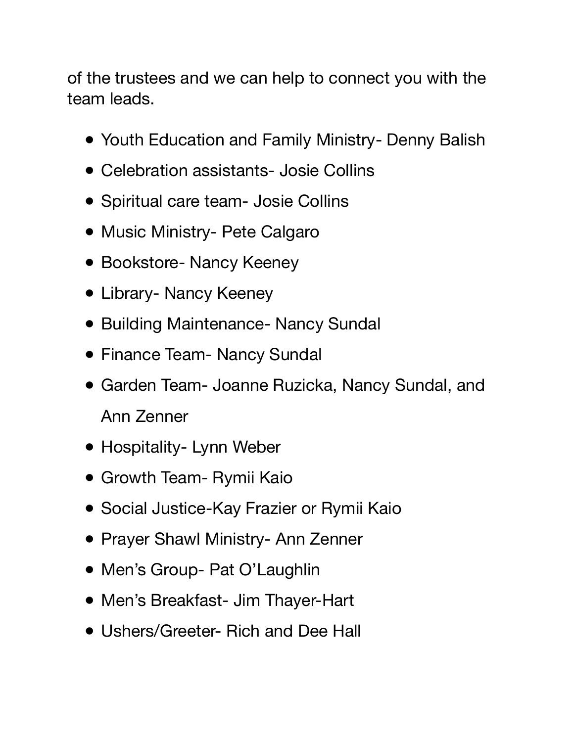of the trustees and we can help to connect you with the team leads.

- Youth Education and Family Ministry- Denny Balish
- Celebration assistants- Josie Collins
- Spiritual care team- Josie Collins
- Music Ministry- Pete Calgaro
- Bookstore- Nancy Keeney
- Library- Nancy Keeney
- Building Maintenance- Nancy Sundal
- Finance Team- Nancy Sundal
- Garden Team- Joanne Ruzicka, Nancy Sundal, and Ann Zenner
- Hospitality- Lynn Weber
- Growth Team- Rymii Kaio
- Social Justice-Kay Frazier or Rymii Kaio
- Prayer Shawl Ministry- Ann Zenner
- Men's Group- Pat O'Laughlin
- Men's Breakfast- Jim Thayer-Hart
- Ushers/Greeter- Rich and Dee Hall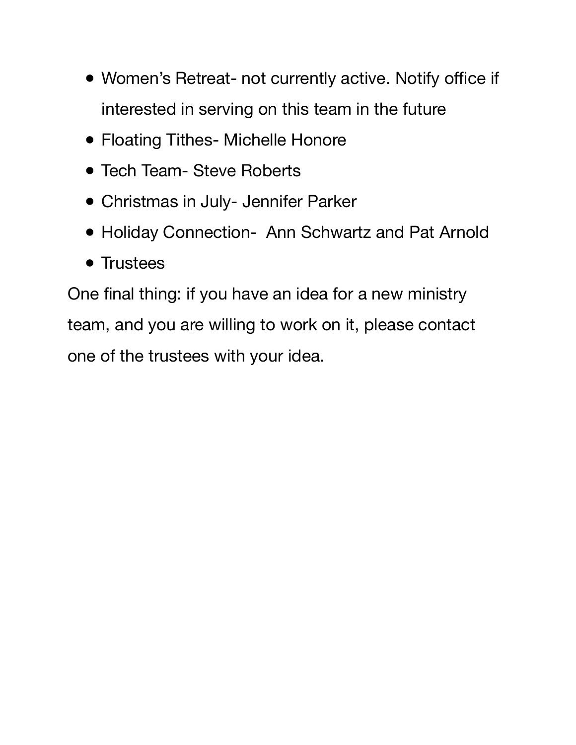- Women's Retreat- not currently active. Notify office if interested in serving on this team in the future
- Floating Tithes- Michelle Honore
- Tech Team- Steve Roberts
- Christmas in July- Jennifer Parker
- Holiday Connection- Ann Schwartz and Pat Arnold
- Trustees

One final thing: if you have an idea for a new ministry team, and you are willing to work on it, please contact one of the trustees with your idea.